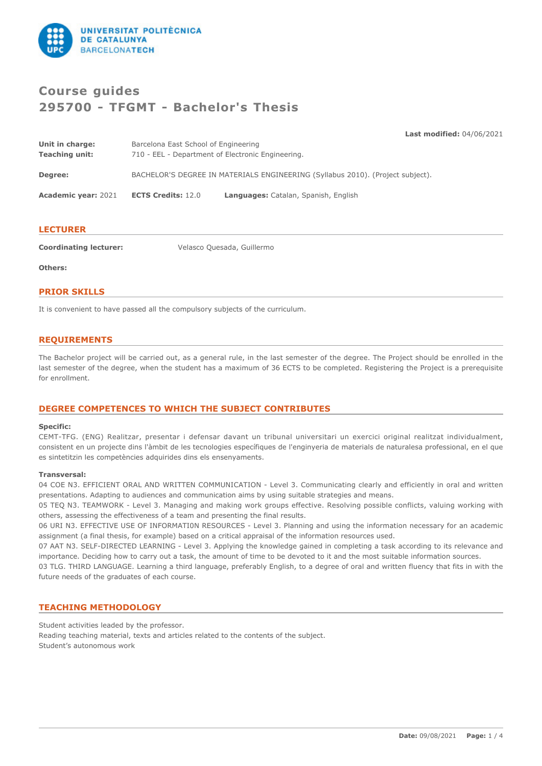# Course guides
# 295700 - TFGMT - Bachelor's Thesis

**Last modified:** 04/06/2021

**Unit in charge:** Barcelona East School of Engineering
**Teaching unit:** 710 - EEL - Department of Electronic Engineering.

**Degree:** BACHELOR'S DEGREE IN MATERIALS ENGINEERING (Syllabus 2010). (Project subject).

**Academic year:** 2021 **ECTS Credits:** 12.0 **Languages:** Catalan, Spanish, English

## LECTURER

**Coordinating lecturer:** Velasco Quesada, Guillermo

**Others:**

## PRIOR SKILLS

It is convenient to have passed all the compulsory subjects of the curriculum.

## REQUIREMENTS

The Bachelor project will be carried out, as a general rule, in the last semester of the degree. The Project should be enrolled in the last semester of the degree, when the student has a maximum of 36 ECTS to be completed. Registering the Project is a prerequisite for enrollment.

## DEGREE COMPETENCES TO WHICH THE SUBJECT CONTRIBUTES

**Specific:**
CEMT-TFG. (ENG) Realitzar, presentar i defensar davant un tribunal universitari un exercici original realitzat individualment, consistent en un projecte dins l'àmbit de les tecnologies específiques de l'enginyeria de materials de naturalesa professional, en el que es sintetitzin les competències adquirides dins els ensenyaments.

**Transversal:**
04 COE N3. EFFICIENT ORAL AND WRITTEN COMMUNICATION - Level 3. Communicating clearly and efficiently in oral and written presentations. Adapting to audiences and communication aims by using suitable strategies and means.
05 TEQ N3. TEAMWORK - Level 3. Managing and making work groups effective. Resolving possible conflicts, valuing working with others, assessing the effectiveness of a team and presenting the final results.
06 URI N3. EFFECTIVE USE OF INFORMATI0N RESOURCES - Level 3. Planning and using the information necessary for an academic assignment (a final thesis, for example) based on a critical appraisal of the information resources used.
07 AAT N3. SELF-DIRECTED LEARNING - Level 3. Applying the knowledge gained in completing a task according to its relevance and importance. Deciding how to carry out a task, the amount of time to be devoted to it and the most suitable information sources.
03 TLG. THIRD LANGUAGE. Learning a third language, preferably English, to a degree of oral and written fluency that fits in with the future needs of the graduates of each course.

## TEACHING METHODOLOGY

Student activities leaded by the professor.
Reading teaching material, texts and articles related to the contents of the subject.
Student's autonomous work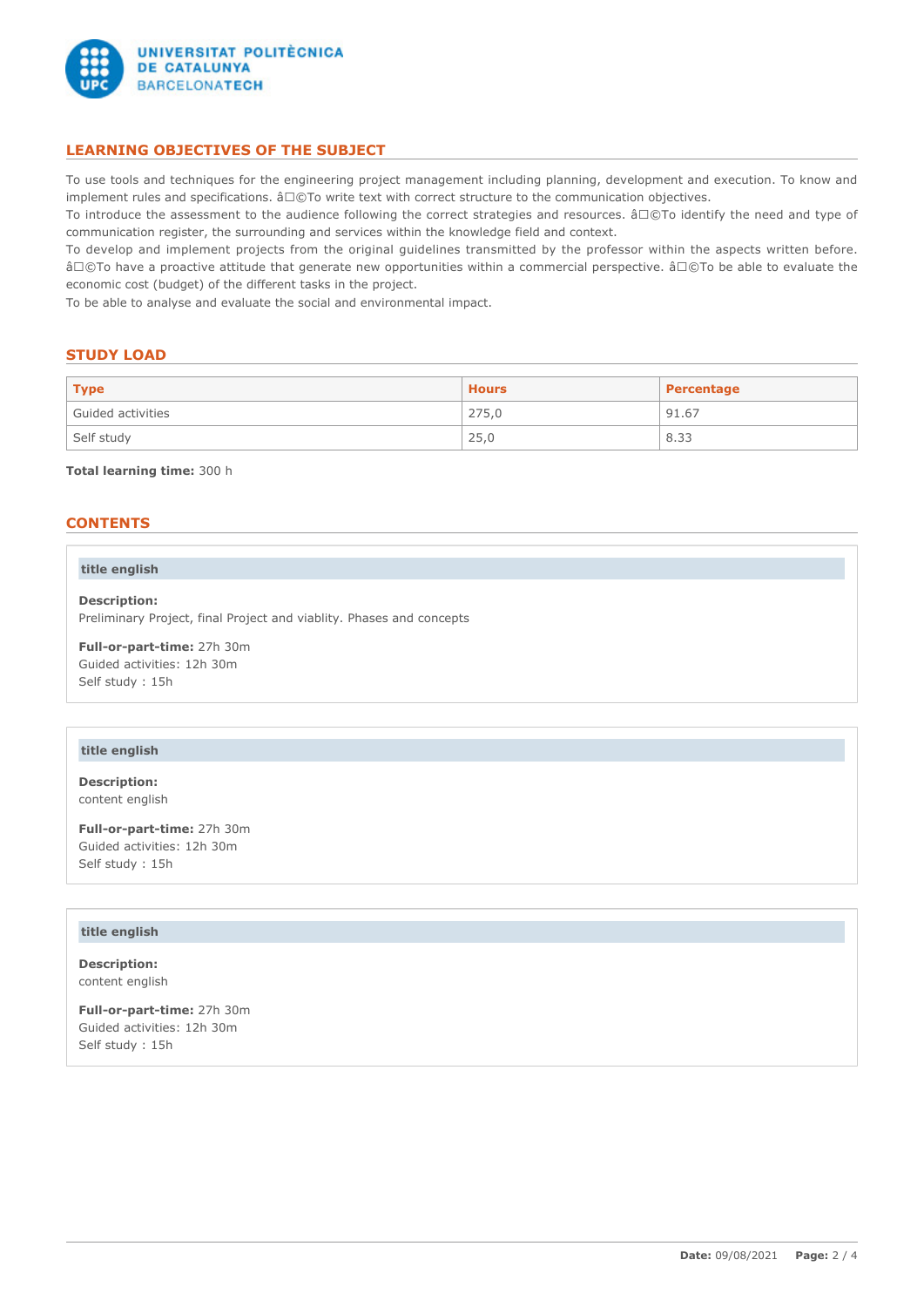## LEARNING OBJECTIVES OF THE SUBJECT

To use tools and techniques for the engineering project management including planning, development and execution. To know and implement rules and specifications. â□©To write text with correct structure to the communication objectives.
To introduce the assessment to the audience following the correct strategies and resources. â□©To identify the need and type of communication register, the surrounding and services within the knowledge field and context.
To develop and implement projects from the original guidelines transmitted by the professor within the aspects written before. â□©To have a proactive attitude that generate new opportunities within a commercial perspective. â□©To be able to evaluate the economic cost (budget) of the different tasks in the project.
To be able to analyse and evaluate the social and environmental impact.

## STUDY LOAD

| Type | Hours | Percentage |
|---|---|---|
| Guided activities | 275,0 | 91.67 |
| Self study | 25,0 | 8.33 |

**Total learning time:** 300 h

## CONTENTS

### title english

**Description:**
Preliminary Project, final Project and viablity. Phases and concepts

**Full-or-part-time:** 27h 30m
Guided activities: 12h 30m
Self study : 15h

### title english

**Description:**
content english

**Full-or-part-time:** 27h 30m
Guided activities: 12h 30m
Self study : 15h

### title english

**Description:**
content english

**Full-or-part-time:** 27h 30m
Guided activities: 12h 30m
Self study : 15h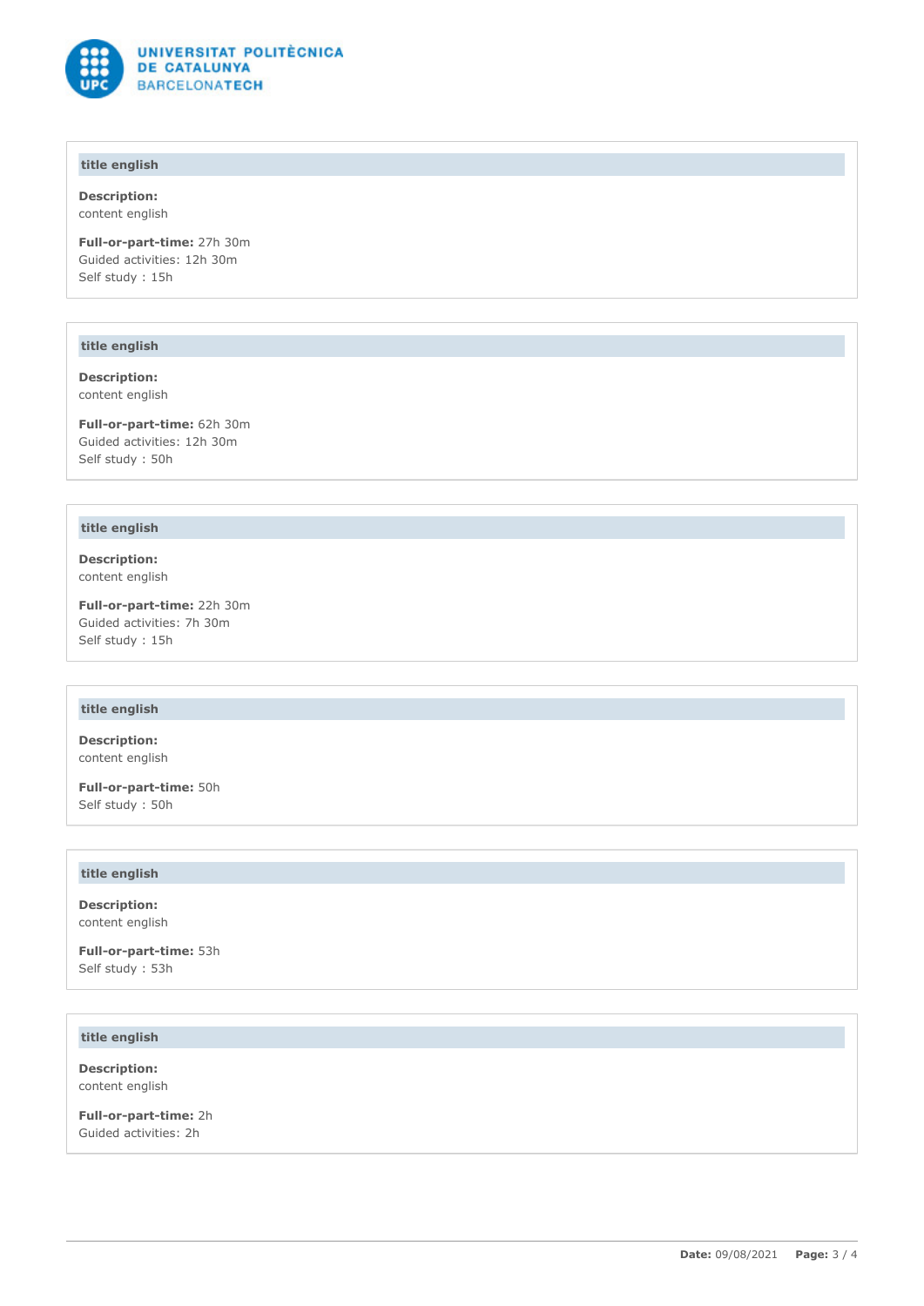### title english

**Description:**
content english

**Full-or-part-time:** 27h 30m
Guided activities: 12h 30m
Self study : 15h

### title english

**Description:**
content english

**Full-or-part-time:** 62h 30m
Guided activities: 12h 30m
Self study : 50h

### title english

**Description:**
content english

**Full-or-part-time:** 22h 30m
Guided activities: 7h 30m
Self study : 15h

### title english

**Description:**
content english

**Full-or-part-time:** 50h
Self study : 50h

### title english

**Description:**
content english

**Full-or-part-time:** 53h
Self study : 53h

### title english

**Description:**
content english

**Full-or-part-time:** 2h
Guided activities: 2h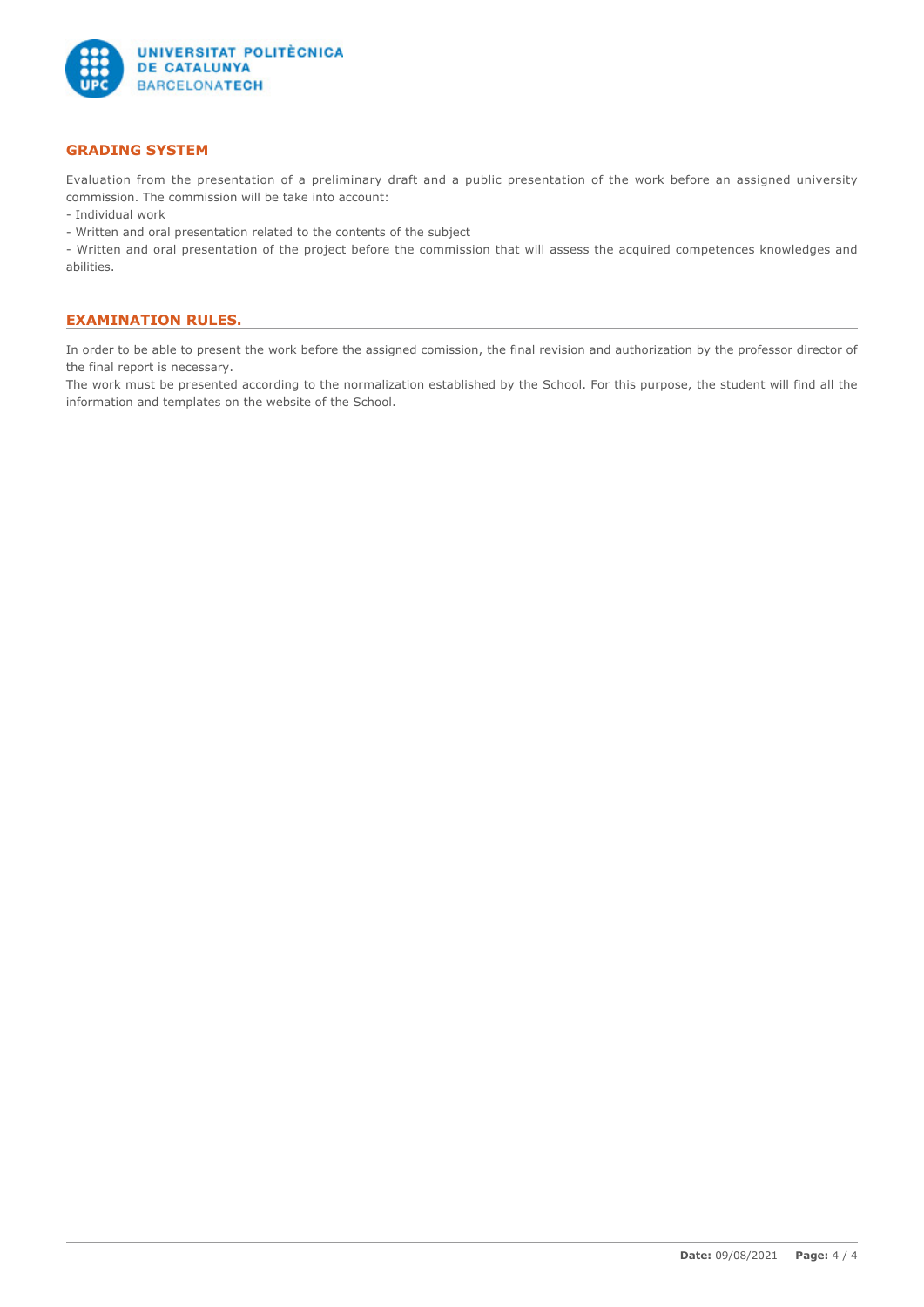## GRADING SYSTEM

Evaluation from the presentation of a preliminary draft and a public presentation of the work before an assigned university commission. The commission will be take into account:

- Individual work
- Written and oral presentation related to the contents of the subject
- Written and oral presentation of the project before the commission that will assess the acquired competences knowledges and abilities.

## EXAMINATION RULES.

In order to be able to present the work before the assigned comission, the final revision and authorization by the professor director of the final report is necessary.

The work must be presented according to the normalization established by the School. For this purpose, the student will find all the information and templates on the website of the School.